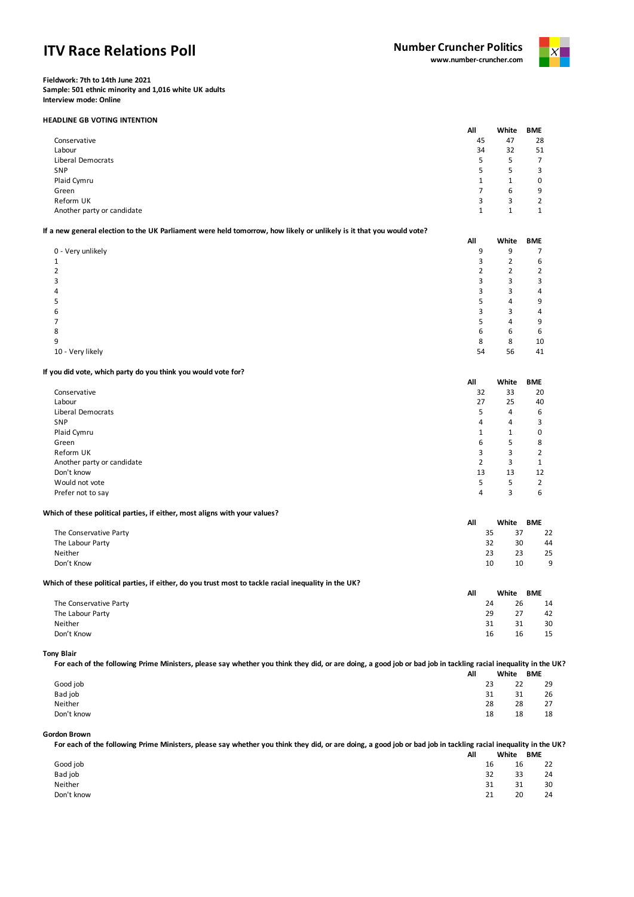# ITV Race Relations Poll

**Number Cruncher Politics**
**www.number-cruncher.com**

**Fieldwork: 7th to 14th June 2021**
**Sample: 501 ethnic minority and 1,016 white UK adults**
**Interview mode: Online**

**HEADLINE GB VOTING INTENTION**

| | All | White | BME |
|---|---|---|---|
| Conservative | 45 | 47 | 28 |
| Labour | 34 | 32 | 51 |
| Liberal Democrats | 5 | 5 | 7 |
| SNP | 5 | 5 | 3 |
| Plaid Cymru | 1 | 1 | 0 |
| Green | 7 | 6 | 9 |
| Reform UK | 3 | 3 | 2 |
| Another party or candidate | 1 | 1 | 1 |

**If a new general election to the UK Parliament were held tomorrow, how likely or unlikely is it that you would vote?**

| | All | White | BME |
|---|---|---|---|
| 0 - Very unlikely | 9 | 9 | 7 |
| 1 | 3 | 2 | 6 |
| 2 | 2 | 2 | 2 |
| 3 | 3 | 3 | 3 |
| 4 | 3 | 3 | 4 |
| 5 | 5 | 4 | 9 |
| 6 | 3 | 3 | 4 |
| 7 | 5 | 4 | 9 |
| 8 | 6 | 6 | 6 |
| 9 | 8 | 8 | 10 |
| 10 - Very likely | 54 | 56 | 41 |

**If you did vote, which party do you think you would vote for?**

| | All | White | BME |
|---|---|---|---|
| Conservative | 32 | 33 | 20 |
| Labour | 27 | 25 | 40 |
| Liberal Democrats | 5 | 4 | 6 |
| SNP | 4 | 4 | 3 |
| Plaid Cymru | 1 | 1 | 0 |
| Green | 6 | 5 | 8 |
| Reform UK | 3 | 3 | 2 |
| Another party or candidate | 2 | 3 | 1 |
| Don't know | 13 | 13 | 12 |
| Would not vote | 5 | 5 | 2 |
| Prefer not to say | 4 | 3 | 6 |

**Which of these political parties, if either, most aligns with your values?**

| | All | White | BME |
|---|---|---|---|
| The Conservative Party | 35 | 37 | 22 |
| The Labour Party | 32 | 30 | 44 |
| Neither | 23 | 23 | 25 |
| Don't Know | 10 | 10 | 9 |

**Which of these political parties, if either, do you trust most to tackle racial inequality in the UK?**

| | All | White | BME |
|---|---|---|---|
| The Conservative Party | 24 | 26 | 14 |
| The Labour Party | 29 | 27 | 42 |
| Neither | 31 | 31 | 30 |
| Don't Know | 16 | 16 | 15 |

**Tony Blair**
**For each of the following Prime Ministers, please say whether you think they did, or are doing, a good job or bad job in tackling racial inequality in the UK?**

| | All | White | BME |
|---|---|---|---|
| Good job | 23 | 22 | 29 |
| Bad job | 31 | 31 | 26 |
| Neither | 28 | 28 | 27 |
| Don't know | 18 | 18 | 18 |

**Gordon Brown**
**For each of the following Prime Ministers, please say whether you think they did, or are doing, a good job or bad job in tackling racial inequality in the UK?**

| | All | White | BME |
|---|---|---|---|
| Good job | 16 | 16 | 22 |
| Bad job | 32 | 33 | 24 |
| Neither | 31 | 31 | 30 |
| Don't know | 21 | 20 | 24 |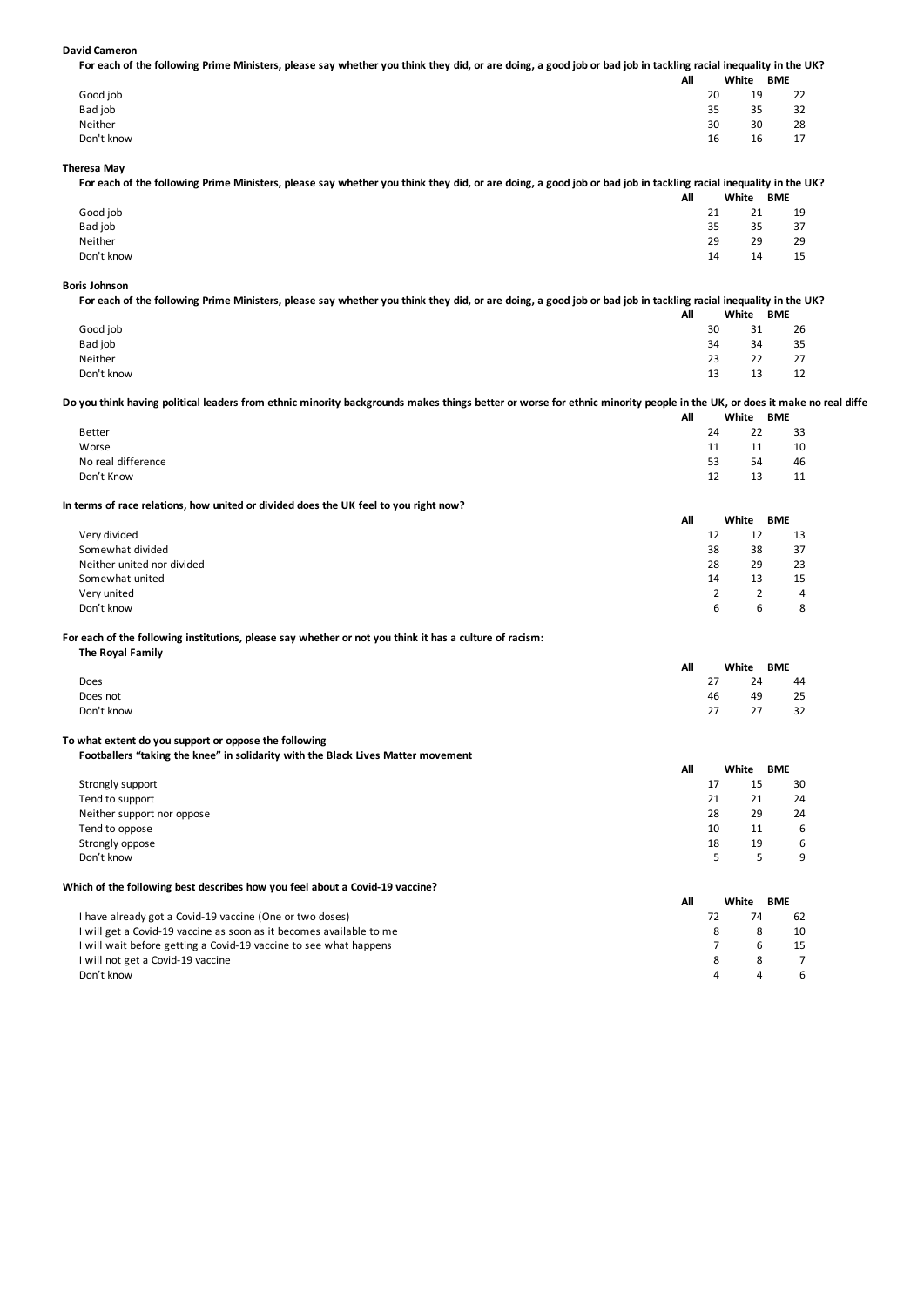**David Cameron**

**For each of the following Prime Ministers, please say whether you think they did, or are doing, a good job or bad job in tackling racial inequality in the UK?**

| | All | White | BME |
|---|---|---|---|
| Good job | 20 | 19 | 22 |
| Bad job | 35 | 35 | 32 |
| Neither | 30 | 30 | 28 |
| Don't know | 16 | 16 | 17 |

**Theresa May**

**For each of the following Prime Ministers, please say whether you think they did, or are doing, a good job or bad job in tackling racial inequality in the UK?**

| | All | White | BME |
|---|---|---|---|
| Good job | 21 | 21 | 19 |
| Bad job | 35 | 35 | 37 |
| Neither | 29 | 29 | 29 |
| Don't know | 14 | 14 | 15 |

**Boris Johnson**

**For each of the following Prime Ministers, please say whether you think they did, or are doing, a good job or bad job in tackling racial inequality in the UK?**

| | All | White | BME |
|---|---|---|---|
| Good job | 30 | 31 | 26 |
| Bad job | 34 | 34 | 35 |
| Neither | 23 | 22 | 27 |
| Don't know | 13 | 13 | 12 |

**Do you think having political leaders from ethnic minority backgrounds makes things better or worse for ethnic minority people in the UK, or does it make no real diffe**

| | All | White | BME |
|---|---|---|---|
| Better | 24 | 22 | 33 |
| Worse | 11 | 11 | 10 |
| No real difference | 53 | 54 | 46 |
| Don't Know | 12 | 13 | 11 |

**In terms of race relations, how united or divided does the UK feel to you right now?**

| | All | White | BME |
|---|---|---|---|
| Very divided | 12 | 12 | 13 |
| Somewhat divided | 38 | 38 | 37 |
| Neither united nor divided | 28 | 29 | 23 |
| Somewhat united | 14 | 13 | 15 |
| Very united | 2 | 2 | 4 |
| Don't know | 6 | 6 | 8 |

**For each of the following institutions, please say whether or not you think it has a culture of racism:**

**The Royal Family**

| | All | White | BME |
|---|---|---|---|
| Does | 27 | 24 | 44 |
| Does not | 46 | 49 | 25 |
| Don't know | 27 | 27 | 32 |

**To what extent do you support or oppose the following**

**Footballers "taking the knee" in solidarity with the Black Lives Matter movement**

| | All | White | BME |
|---|---|---|---|
| Strongly support | 17 | 15 | 30 |
| Tend to support | 21 | 21 | 24 |
| Neither support nor oppose | 28 | 29 | 24 |
| Tend to oppose | 10 | 11 | 6 |
| Strongly oppose | 18 | 19 | 6 |
| Don't know | 5 | 5 | 9 |

**Which of the following best describes how you feel about a Covid-19 vaccine?**

| | All | White | BME |
|---|---|---|---|
| I have already got a Covid-19 vaccine (One or two doses) | 72 | 74 | 62 |
| I will get a Covid-19 vaccine as soon as it becomes available to me | 8 | 8 | 10 |
| I will wait before getting a Covid-19 vaccine to see what happens | 7 | 6 | 15 |
| I will not get a Covid-19 vaccine | 8 | 8 | 7 |
| Don't know | 4 | 4 | 6 |